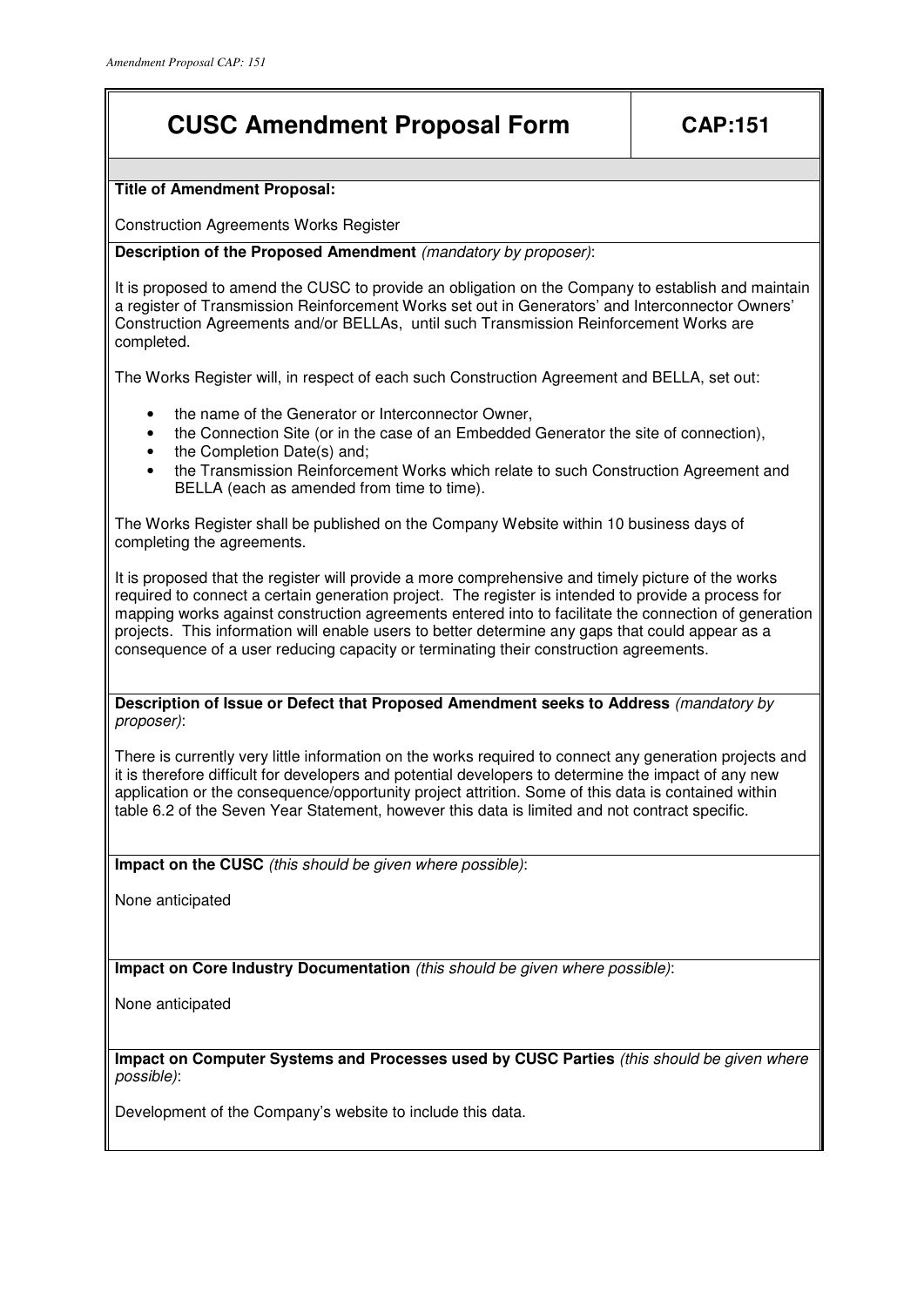# CUSC Amendment Proposal Form — CAP:151

**Title of Amendment Proposal:**

Construction Agreements Works Register

**Description of the Proposed Amendment** *(mandatory by proposer)*:

It is proposed to amend the CUSC to provide an obligation on the Company to establish and maintain a register of Transmission Reinforcement Works set out in Generators' and Interconnector Owners' Construction Agreements and/or BELLAs, until such Transmission Reinforcement Works are completed.

The Works Register will, in respect of each such Construction Agreement and BELLA, set out:

- the name of the Generator or Interconnector Owner,
- the Connection Site (or in the case of an Embedded Generator the site of connection),
- the Completion Date(s) and;
- the Transmission Reinforcement Works which relate to such Construction Agreement and BELLA (each as amended from time to time).

The Works Register shall be published on the Company Website within 10 business days of completing the agreements.

It is proposed that the register will provide a more comprehensive and timely picture of the works required to connect a certain generation project. The register is intended to provide a process for mapping works against construction agreements entered into to facilitate the connection of generation projects. This information will enable users to better determine any gaps that could appear as a consequence of a user reducing capacity or terminating their construction agreements.

**Description of Issue or Defect that Proposed Amendment seeks to Address** *(mandatory by proposer)*:

There is currently very little information on the works required to connect any generation projects and it is therefore difficult for developers and potential developers to determine the impact of any new application or the consequence/opportunity project attrition. Some of this data is contained within table 6.2 of the Seven Year Statement, however this data is limited and not contract specific.

**Impact on the CUSC** *(this should be given where possible)*:

None anticipated

**Impact on Core Industry Documentation** *(this should be given where possible)*:

None anticipated

**Impact on Computer Systems and Processes used by CUSC Parties** *(this should be given where possible)*:

Development of the Company's website to include this data.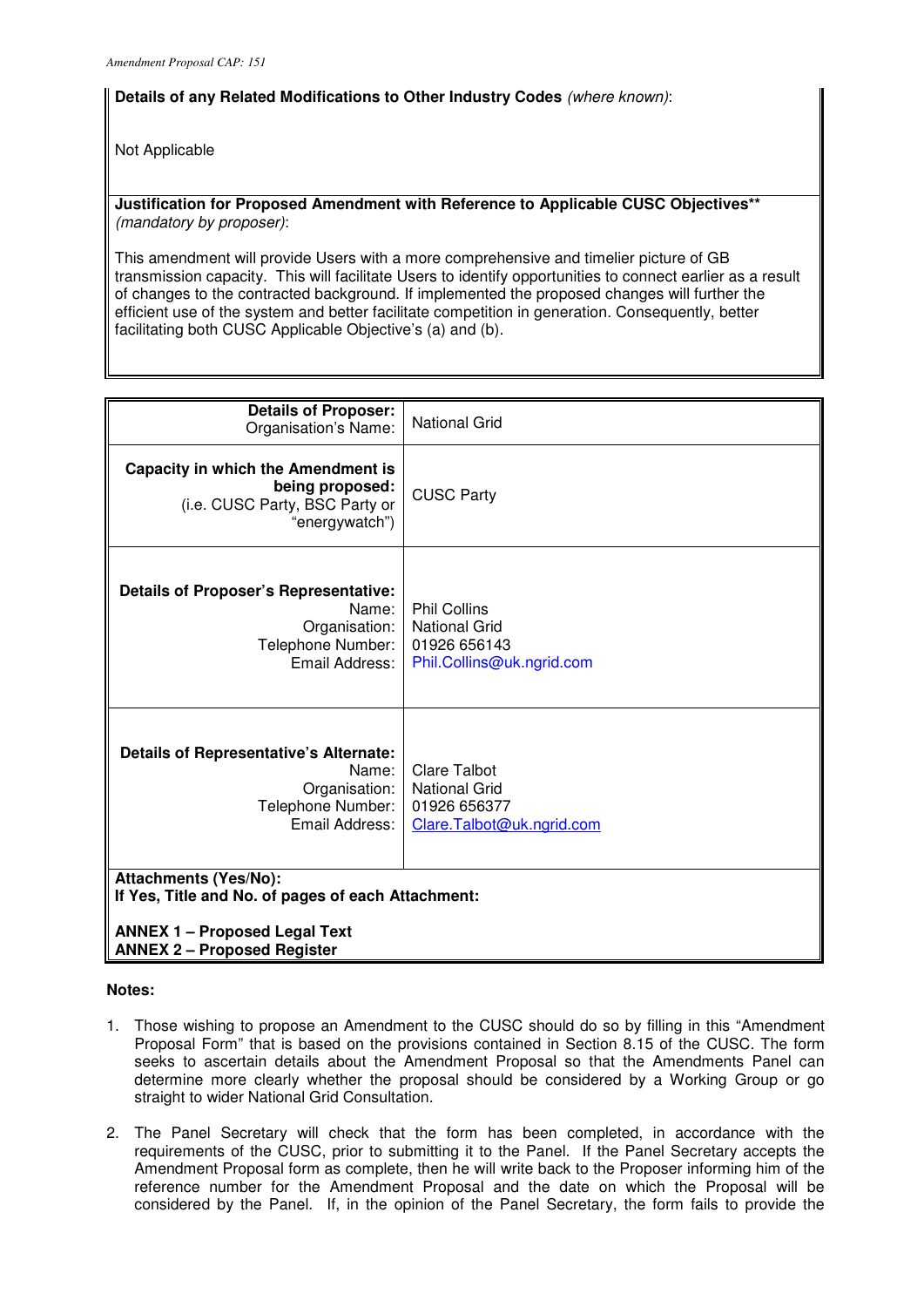**Details of any Related Modifications to Other Industry Codes** *(where known)*:

Not Applicable

**Justification for Proposed Amendment with Reference to Applicable CUSC Objectives**** *(mandatory by proposer)*:

This amendment will provide Users with a more comprehensive and timelier picture of GB transmission capacity. This will facilitate Users to identify opportunities to connect earlier as a result of changes to the contracted background. If implemented the proposed changes will further the efficient use of the system and better facilitate competition in generation. Consequently, better facilitating both CUSC Applicable Objective's (a) and (b).

| | |
|---|---|
| **Details of Proposer:** Organisation's Name: | National Grid |
| **Capacity in which the Amendment is being proposed:** (i.e. CUSC Party, BSC Party or "energywatch") | CUSC Party |
| **Details of Proposer's Representative:** Name: Organisation: Telephone Number: Email Address: | Phil Collins National Grid 01926 656143 Phil.Collins@uk.ngrid.com |
| **Details of Representative's Alternate:** Name: Organisation: Telephone Number: Email Address: | Clare Talbot National Grid 01926 656377 Clare.Talbot@uk.ngrid.com |
| **Attachments (Yes/No):** **If Yes, Title and No. of pages of each Attachment:** **ANNEX 1 – Proposed Legal Text** **ANNEX 2 – Proposed Register** | |

**Notes:**

1. Those wishing to propose an Amendment to the CUSC should do so by filling in this "Amendment Proposal Form" that is based on the provisions contained in Section 8.15 of the CUSC. The form seeks to ascertain details about the Amendment Proposal so that the Amendments Panel can determine more clearly whether the proposal should be considered by a Working Group or go straight to wider National Grid Consultation.

2. The Panel Secretary will check that the form has been completed, in accordance with the requirements of the CUSC, prior to submitting it to the Panel. If the Panel Secretary accepts the Amendment Proposal form as complete, then he will write back to the Proposer informing him of the reference number for the Amendment Proposal and the date on which the Proposal will be considered by the Panel. If, in the opinion of the Panel Secretary, the form fails to provide the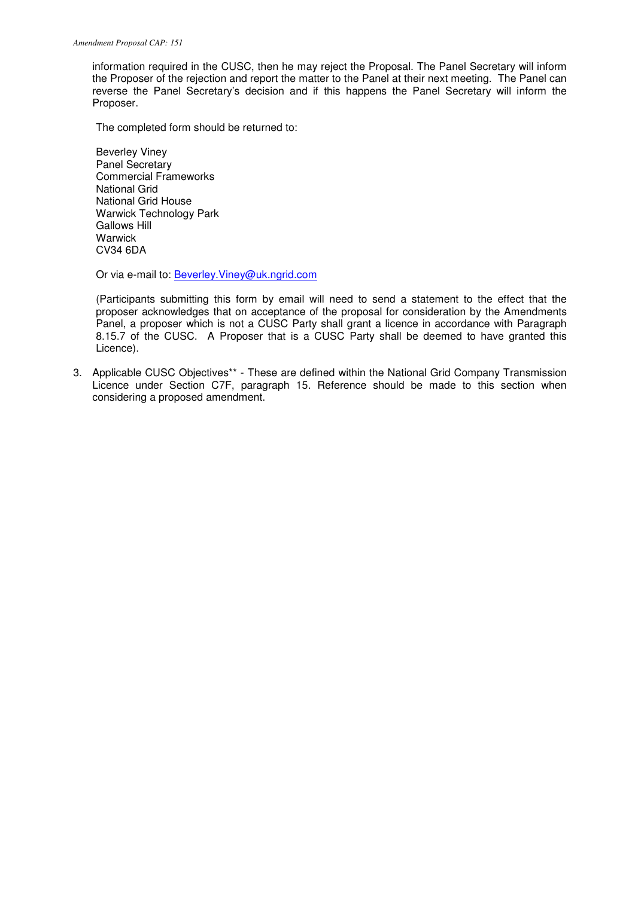information required in the CUSC, then he may reject the Proposal. The Panel Secretary will inform the Proposer of the rejection and report the matter to the Panel at their next meeting. The Panel can reverse the Panel Secretary's decision and if this happens the Panel Secretary will inform the Proposer.

The completed form should be returned to:

Beverley Viney
Panel Secretary
Commercial Frameworks
National Grid
National Grid House
Warwick Technology Park
Gallows Hill
Warwick
CV34 6DA

Or via e-mail to: Beverley.Viney@uk.ngrid.com

(Participants submitting this form by email will need to send a statement to the effect that the proposer acknowledges that on acceptance of the proposal for consideration by the Amendments Panel, a proposer which is not a CUSC Party shall grant a licence in accordance with Paragraph 8.15.7 of the CUSC. A Proposer that is a CUSC Party shall be deemed to have granted this Licence).

3. Applicable CUSC Objectives** - These are defined within the National Grid Company Transmission Licence under Section C7F, paragraph 15. Reference should be made to this section when considering a proposed amendment.